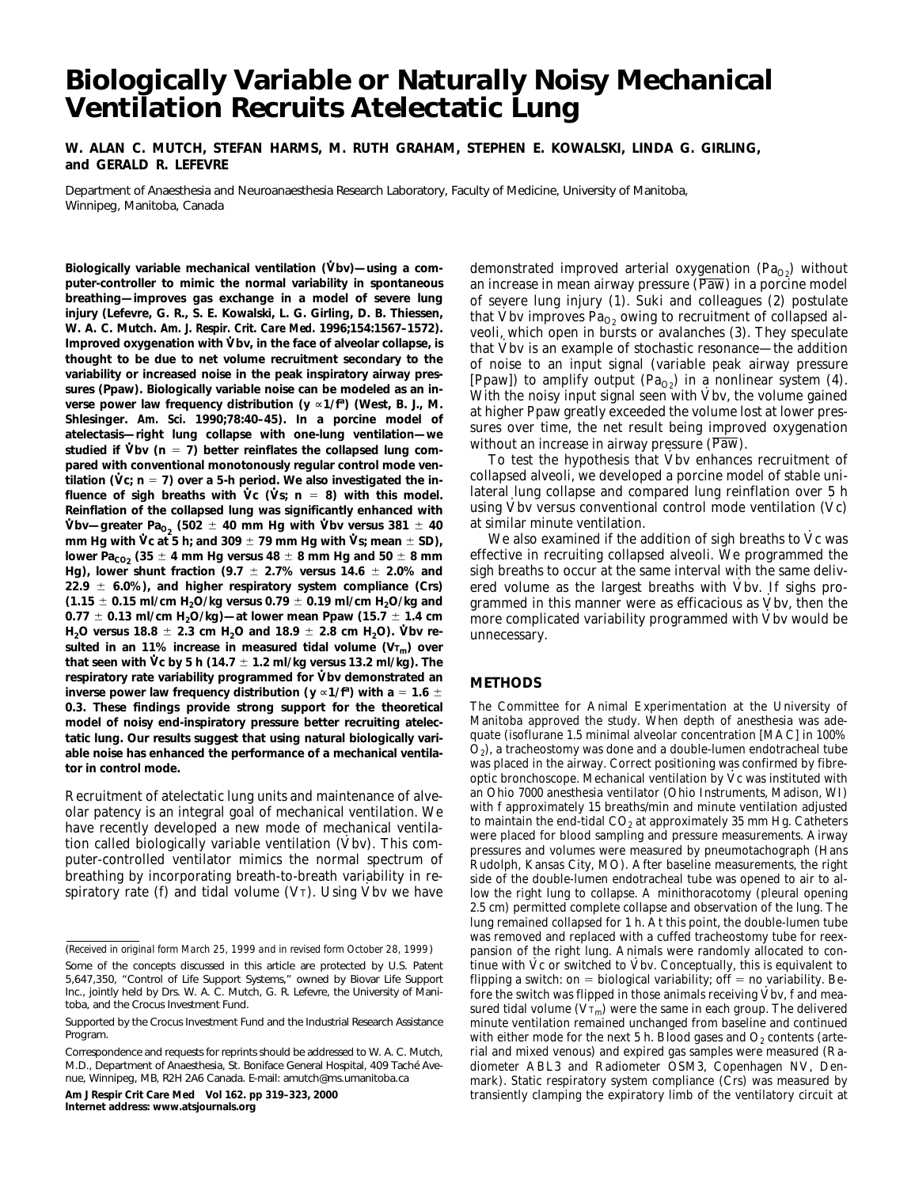# Biologically Variable or Naturally Noisy Mechanical Ventilation Recruits Atelectatic Lung

**W. ALAN C. MUTCH, STEFAN HARMS, M. RUTH GRAHAM, STEPHEN E. KOWALSKI, LINDA G. GIRLING, and GERALD R. LEFEVRE**

Department of Anaesthesia and Neuroanaesthesia Research Laboratory, Faculty of Medicine, University of Manitoba, Winnipeg, Manitoba, Canada

**Biologically variable mechanical ventilation ($\dot{V}$bv)—using a computer-controller to mimic the normal variability in spontaneous breathing—improves gas exchange in a model of severe lung injury (Lefevre, G. R., S. E. Kowalski, L. G. Girling, D. B. Thiessen, W. A. C. Mutch. *Am. J. Respir. Crit. Care Med.* 1996;154:1567–1572). Improved oxygenation with $\dot{V}$bv, in the face of alveolar collapse, is thought to be due to net volume recruitment secondary to the variability or increased noise in the peak inspiratory airway pressures (Ppaw). Biologically variable noise can be modeled as an inverse power law frequency distribution ($y \propto 1/f^a$) (West, B. J., M. Shlesinger. *Am. Sci.* 1990;78:40–45). In a porcine model of atelectasis—right lung collapse with one-lung ventilation—we studied if $\dot{V}$bv ($n = 7$) better reinflates the collapsed lung compared with conventional monotonously regular control mode ventilation ($\dot{V}$c; $n = 7$) over a 5-h period. We also investigated the influence of sigh breaths with $\dot{V}$c ($\dot{V}$s; $n = 8$) with this model. Reinflation of the collapsed lung was significantly enhanced with $\dot{V}$bv—greater $Pa_{O_2}$ (502 ± 40 mm Hg with $\dot{V}$bv versus 381 ± 40 mm Hg with $\dot{V}$c at 5 h; and 309 ± 79 mm Hg with $\dot{V}$s; mean ± SD), lower $Pa_{CO_2}$ (35 ± 4 mm Hg versus 48 ± 8 mm Hg and 50 ± 8 mm Hg), lower shunt fraction (9.7 ± 2.7% versus 14.6 ± 2.0% and 22.9 ± 6.0%), and higher respiratory system compliance (Crs) (1.15 ± 0.15 ml/cm $H_2O$/kg versus 0.79 ± 0.19 ml/cm $H_2O$/kg and 0.77 ± 0.13 ml/cm $H_2O$/kg)—at lower mean Ppaw (15.7 ± 1.4 cm $H_2O$ versus 18.8 ± 2.3 cm $H_2O$ and 18.9 ± 2.8 cm $H_2O$). $\dot{V}$bv resulted in an 11% increase in measured tidal volume ($V_{T_m}$) over that seen with $\dot{V}$c by 5 h (14.7 ± 1.2 ml/kg versus 13.2 ml/kg). The respiratory rate variability programmed for $\dot{V}$bv demonstrated an inverse power law frequency distribution ($y \propto 1/f^a$) with $a = 1.6 \pm 0.3$. These findings provide strong support for the theoretical model of noisy end-inspiratory pressure better recruiting atelectatic lung. Our results suggest that using natural biologically variable noise has enhanced the performance of a mechanical ventilator in control mode.**

Recruitment of atelectatic lung units and maintenance of alveolar patency is an integral goal of mechanical ventilation. We have recently developed a new mode of mechanical ventilation called biologically variable ventilation ($\dot{V}$bv). This computer-controlled ventilator mimics the normal spectrum of breathing by incorporating breath-to-breath variability in respiratory rate (f) and tidal volume ($V_T$). Using $\dot{V}$bv we have demonstrated improved arterial oxygenation ($Pa_{O_2}$) without an increase in mean airway pressure ($\overline{Paw}$) in a porcine model of severe lung injury (1). Suki and colleagues (2) postulate that $\dot{V}$bv improves $Pa_{O_2}$ owing to recruitment of collapsed alveoli, which open in bursts or avalanches (3). They speculate that $\dot{V}$bv is an example of stochastic resonance—the addition of noise to an input signal (variable peak airway pressure [Ppaw]) to amplify output ($Pa_{O_2}$) in a nonlinear system (4). With the noisy input signal seen with $\dot{V}$bv, the volume gained at higher Ppaw greatly exceeded the volume lost at lower pressures over time, the net result being improved oxygenation without an increase in airway pressure ($\overline{Paw}$).

To test the hypothesis that $\dot{V}$bv enhances recruitment of collapsed alveoli, we developed a porcine model of stable unilateral lung collapse and compared lung reinflation over 5 h using $\dot{V}$bv versus conventional control mode ventilation ($\dot{V}$c) at similar minute ventilation.

We also examined if the addition of sigh breaths to $\dot{V}$c was effective in recruiting collapsed alveoli. We programmed the sigh breaths to occur at the same interval with the same delivered volume as the largest breaths with $\dot{V}$bv. If sighs programmed in this manner were as efficacious as $\dot{V}$bv, then the more complicated variability programmed with $\dot{V}$bv would be unnecessary.

## METHODS

The Committee for Animal Experimentation at the University of Manitoba approved the study. When depth of anesthesia was adequate (isoflurane 1.5 minimal alveolar concentration [MAC] in 100% $O_2$), a tracheostomy was done and a double-lumen endotracheal tube was placed in the airway. Correct positioning was confirmed by fibreoptic bronchoscope. Mechanical ventilation by $\dot{V}$c was instituted with an Ohio 7000 anesthesia ventilator (Ohio Instruments, Madison, WI) with f approximately 15 breaths/min and minute ventilation adjusted to maintain the end-tidal $CO_2$ at approximately 35 mm Hg. Catheters were placed for blood sampling and pressure measurements. Airway pressures and volumes were measured by pneumotachograph (Hans Rudolph, Kansas City, MO). After baseline measurements, the right side of the double-lumen endotracheal tube was opened to air to allow the right lung to collapse. A minithoracotomy (pleural opening 2.5 cm) permitted complete collapse and observation of the lung. The lung remained collapsed for 1 h. At this point, the double-lumen tube was removed and replaced with a cuffed tracheostomy tube for reexpansion of the right lung. Animals were randomly allocated to continue with $\dot{V}$c or switched to $\dot{V}$bv. Conceptually, this is equivalent to flipping a switch: on = biological variability; off = no variability. Before the switch was flipped in those animals receiving $\dot{V}$bv, f and measured tidal volume ($V_{T_m}$) were the same in each group. The delivered minute ventilation remained unchanged from baseline and continued with either mode for the next 5 h. Blood gases and $O_2$ contents (arterial and mixed venous) and expired gas samples were measured (Radiometer ABL3 and Radiometer OSM3, Copenhagen NV, Denmark). Static respiratory system compliance (Crs) was measured by transiently clamping the expiratory limb of the ventilatory circuit at

(*Received in original form March 25, 1999 and in revised form October 28, 1999*)

Some of the concepts discussed in this article are protected by U.S. Patent 5,647,350, "Control of Life Support Systems," owned by Biovar Life Support Inc., jointly held by Drs. W. A. C. Mutch, G. R. Lefevre, the University of Manitoba, and the Crocus Investment Fund.

Supported by the Crocus Investment Fund and the Industrial Research Assistance Program.

Correspondence and requests for reprints should be addressed to W. A. C. Mutch, M.D., Department of Anaesthesia, St. Boniface General Hospital, 409 Taché Avenue, Winnipeg, MB, R2H 2A6 Canada. E-mail: amutch@ms.umanitoba.ca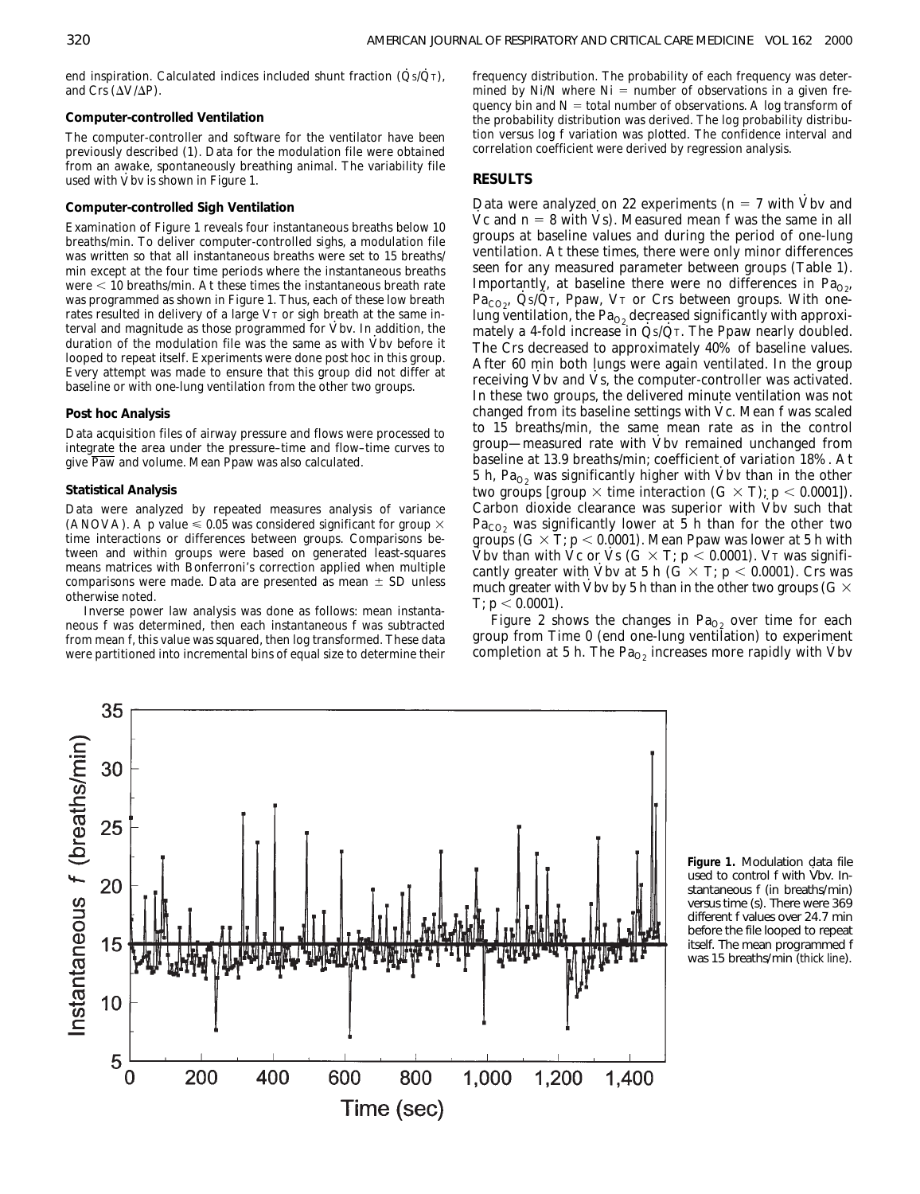end inspiration. Calculated indices included shunt fraction ($\dot{Q}s/\dot{Q}_T$), and Crs ($\Delta V/\Delta P$).

### Computer-controlled Ventilation

The computer-controller and software for the ventilator have been previously described (1). Data for the modulation file were obtained from an awake, spontaneously breathing animal. The variability file used with $\dot{V}bv$ is shown in Figure 1.

### Computer-controlled Sigh Ventilation

Examination of Figure 1 reveals four instantaneous breaths below 10 breaths/min. To deliver computer-controlled sighs, a modulation file was written so that all instantaneous breaths were set to 15 breaths/min except at the four time periods where the instantaneous breaths were < 10 breaths/min. At these times the instantaneous breath rate was programmed as shown in Figure 1. Thus, each of these low breath rates resulted in delivery of a large $V_T$ or sigh breath at the same interval and magnitude as those programmed for $\dot{V}bv$. In addition, the duration of the modulation file was the same as with $\dot{V}bv$ before it looped to repeat itself. Experiments were done post hoc in this group. Every attempt was made to ensure that this group did not differ at baseline or with one-lung ventilation from the other two groups.

### Post hoc Analysis

Data acquisition files of airway pressure and flows were processed to integrate the area under the pressure–time and flow–time curves to give $\overline{Paw}$ and volume. Mean Ppaw was also calculated.

### Statistical Analysis

Data were analyzed by repeated measures analysis of variance (ANOVA). A p value ≤ 0.05 was considered significant for group × time interactions or differences between groups. Comparisons between and within groups were based on generated least-squares means matrices with Bonferroni's correction applied when multiple comparisons were made. Data are presented as mean ± SD unless otherwise noted.

Inverse power law analysis was done as follows: mean instantaneous f was determined, then each instantaneous f was subtracted from mean f, this value was squared, then log transformed. These data were partitioned into incremental bins of equal size to determine their frequency distribution. The probability of each frequency was determined by Ni/N where Ni = number of observations in a given frequency bin and N = total number of observations. A log transform of the probability distribution was derived. The log probability distribution versus log f variation was plotted. The confidence interval and correlation coefficient were derived by regression analysis.

## RESULTS

Data were analyzed on 22 experiments (n = 7 with $\dot{V}bv$ and $\dot{V}c$ and n = 8 with $\dot{V}s$). Measured mean f was the same in all groups at baseline values and during the period of one-lung ventilation. At these times, there were only minor differences seen for any measured parameter between groups (Table 1). Importantly, at baseline there were no differences in $Pa_{O_2}$, $Pa_{CO_2}$, $\dot{Q}s/\dot{Q}_T$, Ppaw, $V_T$ or Crs between groups. With one-lung ventilation, the $Pa_{O_2}$ decreased significantly with approximately a 4-fold increase in $\dot{Q}s/\dot{Q}_T$. The Ppaw nearly doubled. The Crs decreased to approximately 40% of baseline values. After 60 min both lungs were again ventilated. In the group receiving $\dot{V}bv$ and $\dot{V}s$, the computer-controller was activated. In these two groups, the delivered minute ventilation was not changed from its baseline settings with $\dot{V}c$. Mean f was scaled to 15 breaths/min, the same mean rate as in the control group—measured rate with $\dot{V}bv$ remained unchanged from baseline at 13.9 breaths/min; coefficient of variation 18%. At 5 h, $Pa_{O_2}$ was significantly higher with $\dot{V}bv$ than in the other two groups [group × time interaction (G × T); $p < 0.0001$]). Carbon dioxide clearance was superior with $\dot{V}bv$ such that $Pa_{CO_2}$ was significantly lower at 5 h than for the other two groups (G × T; $p < 0.0001$). Mean Ppaw was lower at 5 h with $\dot{V}bv$ than with $\dot{V}c$ or $\dot{V}s$ (G × T; $p < 0.0001$). $V_T$ was significantly greater with $\dot{V}bv$ at 5 h (G × T; $p < 0.0001$). Crs was much greater with $\dot{V}bv$ by 5 h than in the other two groups (G × T; $p < 0.0001$).

Figure 2 shows the changes in $Pa_{O_2}$ over time for each group from Time 0 (end one-lung ventilation) to experiment completion at 5 h. The $Pa_{O_2}$ increases more rapidly with $\dot{V}bv$

**Figure 1.** Modulation data file used to control f with $\dot{V}bv$. Instantaneous f (in breaths/min) versus time (s). There were 369 different f values over 24.7 min before the file looped to repeat itself. The mean programmed f was 15 breaths/min (thick line).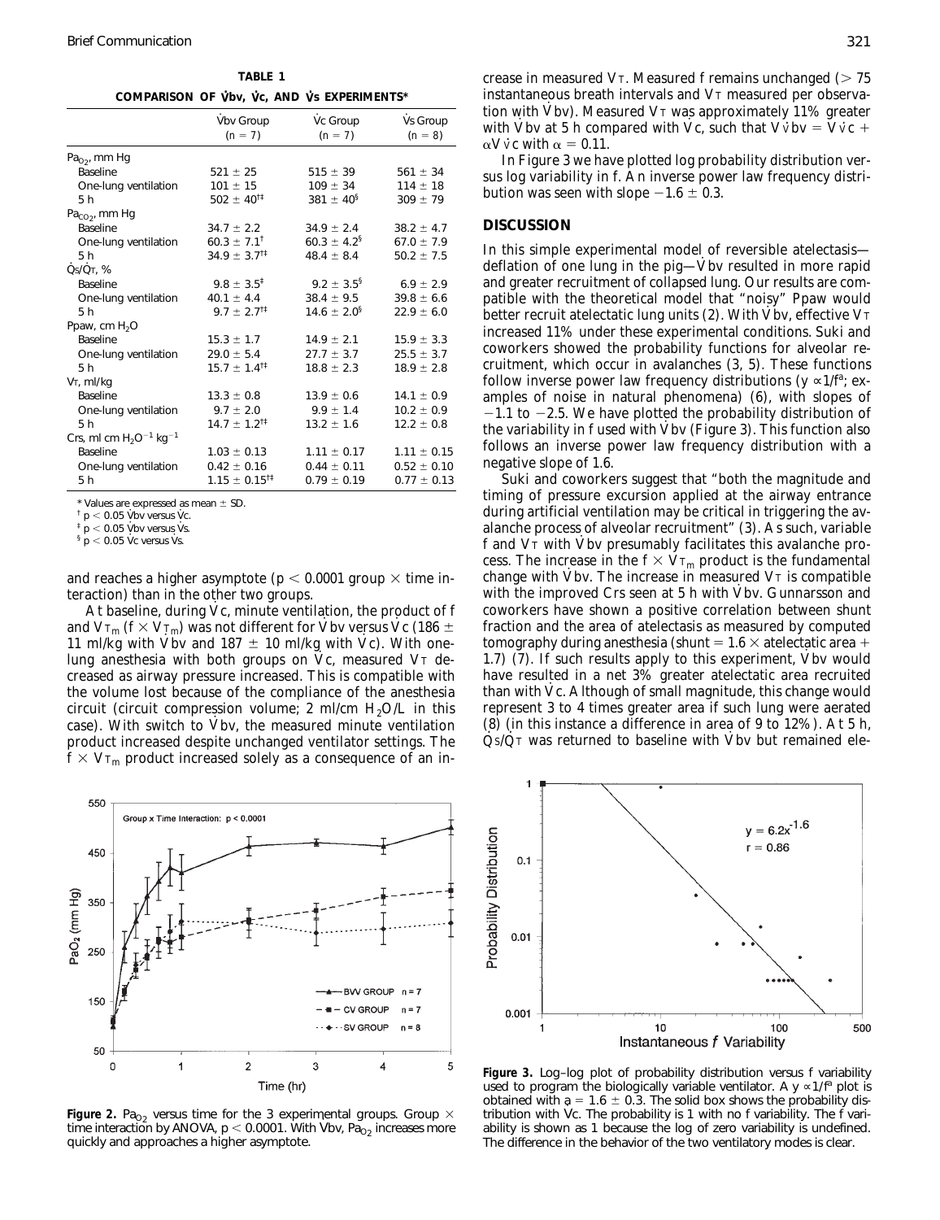**TABLE 1**

**COMPARISON OF $\dot{V}$bv, $\dot{V}$c, AND $\dot{V}$s EXPERIMENTS***

| | $\dot{V}$bv Group (n = 7) | $\dot{V}$c Group (n = 7) | $\dot{V}$s Group (n = 8) |
|---|---|---|---|
| $Pa_{O_2}$, mm Hg | | | |
| Baseline | 521 ± 25 | 515 ± 39 | 561 ± 34 |
| One-lung ventilation | 101 ± 15 | 109 ± 34 | 114 ± 18 |
| 5 h | 502 ± 40†‡ | 381 ± 40§ | 309 ± 79 |
| $Pa_{CO_2}$, mm Hg | | | |
| Baseline | 34.7 ± 2.2 | 34.9 ± 2.4 | 38.2 ± 4.7 |
| One-lung ventilation | 60.3 ± 7.1† | 60.3 ± 4.2§ | 67.0 ± 7.9 |
| 5 h | 34.9 ± 3.7†‡ | 48.4 ± 8.4 | 50.2 ± 7.5 |
| $\dot{Q}s/\dot{Q}_T$, % | | | |
| Baseline | 9.8 ± 3.5‡ | 9.2 ± 3.5§ | 6.9 ± 2.9 |
| One-lung ventilation | 40.1 ± 4.4 | 38.4 ± 9.5 | 39.8 ± 6.6 |
| 5 h | 9.7 ± 2.7†‡ | 14.6 ± 2.0§ | 22.9 ± 6.0 |
| Ppaw, cm $H_2O$ | | | |
| Baseline | 15.3 ± 1.7 | 14.9 ± 2.1 | 15.9 ± 3.3 |
| One-lung ventilation | 29.0 ± 5.4 | 27.7 ± 3.7 | 25.5 ± 3.7 |
| 5 h | 15.7 ± 1.4†‡ | 18.8 ± 2.3 | 18.9 ± 2.8 |
| $V_T$, ml/kg | | | |
| Baseline | 13.3 ± 0.8 | 13.9 ± 0.6 | 14.1 ± 0.9 |
| One-lung ventilation | 9.7 ± 2.0 | 9.9 ± 1.4 | 10.2 ± 0.9 |
| 5 h | 14.7 ± 1.2†‡ | 13.2 ± 1.6 | 12.2 ± 0.8 |
| Crs, ml cm $H_2O^{-1}$ $kg^{-1}$ | | | |
| Baseline | 1.03 ± 0.13 | 1.11 ± 0.17 | 1.11 ± 0.15 |
| One-lung ventilation | 0.42 ± 0.16 | 0.44 ± 0.11 | 0.52 ± 0.10 |
| 5 h | 1.15 ± 0.15†‡ | 0.79 ± 0.19 | 0.77 ± 0.13 |

\* Values are expressed as mean ± SD.
† $p < 0.05$ $\dot{V}$bv versus $\dot{V}$c.
‡ $p < 0.05$ $\dot{V}$bv versus $\dot{V}$s.
§ $p < 0.05$ $\dot{V}$c versus $\dot{V}$s.

and reaches a higher asymptote ($p < 0.0001$ group × time interaction) than in the other two groups.

At baseline, during $\dot{V}$c, minute ventilation, the product of f and $V_{T_m}$ (f × $V_{T_m}$) was not different for $\dot{V}$bv versus $\dot{V}$c (186 ± 11 ml/kg with $\dot{V}$bv and 187 ± 10 ml/kg with $\dot{V}$c). With one-lung anesthesia with both groups on $\dot{V}$c, measured $V_T$ decreased as airway pressure increased. This is compatible with the volume lost because of the compliance of the anesthesia circuit (circuit compression volume; 2 ml/cm $H_2O$/L in this case). With switch to $\dot{V}$bv, the measured minute ventilation product increased despite unchanged ventilator settings. The f × $V_{T_m}$ product increased solely as a consequence of an increase in measured $V_T$. Measured f remains unchanged (> 75 instantaneous breath intervals and $V_T$ measured per observation with $\dot{V}$bv). Measured $V_T$ was approximately 11% greater with $\dot{V}$bv at 5 h compared with $\dot{V}$c, such that $V_{\dot{V}bv} = V_{\dot{V}c} + \alpha V_{\dot{V}c}$ with $\alpha = 0.11$.

In Figure 3 we have plotted log probability distribution versus log variability in f. An inverse power law frequency distribution was seen with slope −1.6 ± 0.3.

Figure 2. $Pa_{O_2}$ versus time for the 3 experimental groups. Group × time interaction by ANOVA, $p < 0.0001$. With $\dot{V}$bv, $Pa_{O_2}$ increases more quickly and approaches a higher asymptote.

## DISCUSSION

In this simple experimental model of reversible atelectasis—deflation of one lung in the pig—$\dot{V}$bv resulted in more rapid and greater recruitment of collapsed lung. Our results are compatible with the theoretical model that "noisy" Ppaw would better recruit atelectatic lung units (2). With $\dot{V}$bv, effective $V_T$ increased 11% under these experimental conditions. Suki and coworkers showed the probability functions for alveolar recruitment, which occur in avalanches (3, 5). These functions follow inverse power law frequency distributions ($y \propto 1/f^a$; examples of noise in natural phenomena) (6), with slopes of −1.1 to −2.5. We have plotted the probability distribution of the variability in f used with $\dot{V}$bv (Figure 3). This function also follows an inverse power law frequency distribution with a negative slope of 1.6.

Suki and coworkers suggest that "both the magnitude and timing of pressure excursion applied at the airway entrance during artificial ventilation may be critical in triggering the avalanche process of alveolar recruitment" (3). As such, variable f and $V_T$ with $\dot{V}$bv presumably facilitates this avalanche process. The increase in the f × $V_{T_m}$ product is the fundamental change with $\dot{V}$bv. The increase in measured $V_T$ is compatible with the improved Crs seen at 5 h with $\dot{V}$bv. Gunnarsson and coworkers have shown a positive correlation between shunt fraction and the area of atelectasis as measured by computed tomography during anesthesia (shunt = 1.6 × atelectatic area + 1.7) (7). If such results apply to this experiment, $\dot{V}$bv would have resulted in a net 3% greater atelectatic area recruited than with $\dot{V}$c. Although of small magnitude, this change would represent 3 to 4 times greater area if such lung were aerated (8) (in this instance a difference in area of 9 to 12%). At 5 h, $\dot{Q}s/\dot{Q}_T$ was returned to baseline with $\dot{V}$bv but remained ele-

Figure 3. Log–log plot of probability distribution versus f variability used to program the biologically variable ventilator. A $y \propto 1/f^a$ plot is obtained with a = 1.6 ± 0.3. The solid box shows the probability distribution with $\dot{V}$c. The probability is 1 with no f variability. The f variability is shown as 1 because the log of zero variability is undefined. The difference in the behavior of the two ventilatory modes is clear.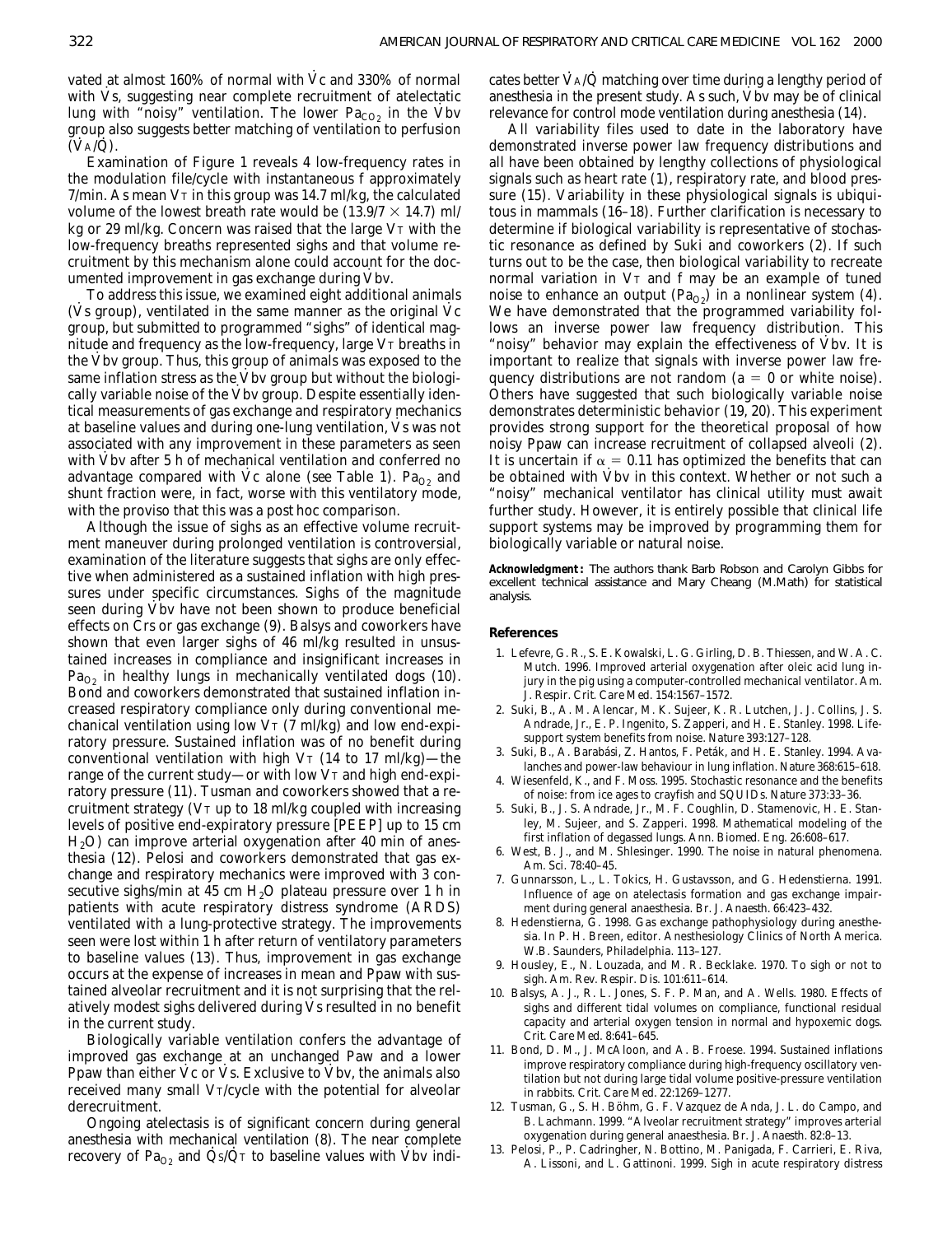vated at almost 160% of normal with $\dot{V}c$ and 330% of normal with $\dot{V}s$, suggesting near complete recruitment of atelectatic lung with "noisy" ventilation. The lower $Pa_{CO_2}$ in the $\dot{V}bv$ group also suggests better matching of ventilation to perfusion ($\dot{V}_A/\dot{Q}$).

Examination of Figure 1 reveals 4 low-frequency rates in the modulation file/cycle with instantaneous f approximately 7/min. As mean $V_T$ in this group was 14.7 ml/kg, the calculated volume of the lowest breath rate would be (13.9/7 × 14.7) ml/kg or 29 ml/kg. Concern was raised that the large $V_T$ with the low-frequency breaths represented sighs and that volume recruitment by this mechanism alone could account for the documented improvement in gas exchange during $\dot{V}bv$.

To address this issue, we examined eight additional animals ($\dot{V}s$ group), ventilated in the same manner as the original $\dot{V}c$ group, but submitted to programmed "sighs" of identical magnitude and frequency as the low-frequency, large $V_T$ breaths in the $\dot{V}bv$ group. Thus, this group of animals was exposed to the same inflation stress as the $\dot{V}bv$ group but without the biologically variable noise of the $\dot{V}bv$ group. Despite essentially identical measurements of gas exchange and respiratory mechanics at baseline values and during one-lung ventilation, $\dot{V}s$ was not associated with any improvement in these parameters as seen with $\dot{V}bv$ after 5 h of mechanical ventilation and conferred no advantage compared with $\dot{V}c$ alone (see Table 1). $Pa_{O_2}$ and shunt fraction were, in fact, worse with this ventilatory mode, with the proviso that this was a post hoc comparison.

Although the issue of sighs as an effective volume recruitment maneuver during prolonged ventilation is controversial, examination of the literature suggests that sighs are only effective when administered as a sustained inflation with high pressures under specific circumstances. Sighs of the magnitude seen during $\dot{V}bv$ have not been shown to produce beneficial effects on Crs or gas exchange (9). Balsys and coworkers have shown that even larger sighs of 46 ml/kg resulted in unsustained increases in compliance and insignificant increases in $Pa_{O_2}$ in healthy lungs in mechanically ventilated dogs (10). Bond and coworkers demonstrated that sustained inflation increased respiratory compliance only during conventional mechanical ventilation using low $V_T$ (7 ml/kg) and low end-expiratory pressure. Sustained inflation was of no benefit during conventional ventilation with high $V_T$ (14 to 17 ml/kg)—the range of the current study—or with low $V_T$ and high end-expiratory pressure (11). Tusman and coworkers showed that a recruitment strategy ($V_T$ up to 18 ml/kg coupled with increasing levels of positive end-expiratory pressure [PEEP] up to 15 cm $H_2O$) can improve arterial oxygenation after 40 min of anesthesia (12). Pelosi and coworkers demonstrated that gas exchange and respiratory mechanics were improved with 3 consecutive sighs/min at 45 cm $H_2O$ plateau pressure over 1 h in patients with acute respiratory distress syndrome (ARDS) ventilated with a lung-protective strategy. The improvements seen were lost within 1 h after return of ventilatory parameters to baseline values (13). Thus, improvement in gas exchange occurs at the expense of increases in mean and Ppaw with sustained alveolar recruitment and it is not surprising that the relatively modest sighs delivered during $\dot{V}s$ resulted in no benefit in the current study.

Biologically variable ventilation confers the advantage of improved gas exchange at an unchanged Paw and a lower Ppaw than either $\dot{V}c$ or $\dot{V}s$. Exclusive to $\dot{V}bv$, the animals also received many small $V_T$/cycle with the potential for alveolar derecruitment.

Ongoing atelectasis is of significant concern during general anesthesia with mechanical ventilation (8). The near complete recovery of $Pa_{O_2}$ and $\dot{Q}s/\dot{Q}_T$ to baseline values with $\dot{V}bv$ indicates better $\dot{V}_A/\dot{Q}$ matching over time during a lengthy period of anesthesia in the present study. As such, $\dot{V}bv$ may be of clinical relevance for control mode ventilation during anesthesia (14).

All variability files used to date in the laboratory have demonstrated inverse power law frequency distributions and all have been obtained by lengthy collections of physiological signals such as heart rate (1), respiratory rate, and blood pressure (15). Variability in these physiological signals is ubiquitous in mammals (16–18). Further clarification is necessary to determine if biological variability is representative of stochastic resonance as defined by Suki and coworkers (2). If such turns out to be the case, then biological variability to recreate normal variation in $V_T$ and f may be an example of tuned noise to enhance an output ($Pa_{O_2}$) in a nonlinear system (4). We have demonstrated that the programmed variability follows an inverse power law frequency distribution. This "noisy" behavior may explain the effectiveness of $\dot{V}bv$. It is important to realize that signals with inverse power law frequency distributions are not random ($a = 0$ or white noise). Others have suggested that such biologically variable noise demonstrates deterministic behavior (19, 20). This experiment provides strong support for the theoretical proposal of how noisy Ppaw can increase recruitment of collapsed alveoli (2). It is uncertain if $\alpha = 0.11$ has optimized the benefits that can be obtained with $\dot{V}bv$ in this context. Whether or not such a "noisy" mechanical ventilator has clinical utility must await further study. However, it is entirely possible that clinical life support systems may be improved by programming them for biologically variable or natural noise.

**Acknowledgment:** The authors thank Barb Robson and Carolyn Gibbs for excellent technical assistance and Mary Cheang (M.Math) for statistical analysis.

## References

1. Lefevre, G. R., S. E. Kowalski, L. G. Girling, D. B. Thiessen, and W. A. C. Mutch. 1996. Improved arterial oxygenation after oleic acid lung injury in the pig using a computer-controlled mechanical ventilator. Am. J. Respir. Crit. Care Med. 154:1567–1572.
2. Suki, B., A. M. Alencar, M. K. Sujeer, K. R. Lutchen, J. J. Collins, J. S. Andrade, Jr., E. P. Ingenito, S. Zapperi, and H. E. Stanley. 1998. Life-support system benefits from noise. Nature 393:127–128.
3. Suki, B., A. Barabási, Z. Hantos, F. Peták, and H. E. Stanley. 1994. Avalanches and power-law behaviour in lung inflation. Nature 368:615–618.
4. Wiesenfeld, K., and F. Moss. 1995. Stochastic resonance and the benefits of noise: from ice ages to crayfish and SQUIDs. Nature 373:33–36.
5. Suki, B., J. S. Andrade, Jr., M. F. Coughlin, D. Stamenovic, H. E. Stanley, M. Sujeer, and S. Zapperi. 1998. Mathematical modeling of the first inflation of degassed lungs. Ann. Biomed. Eng. 26:608–617.
6. West, B. J., and M. Shlesinger. 1990. The noise in natural phenomena. Am. Sci. 78:40–45.
7. Gunnarsson, L., L. Tokics, H. Gustavsson, and G. Hedenstierna. 1991. Influence of age on atelectasis formation and gas exchange impairment during general anaesthesia. Br. J. Anaesth. 66:423–432.
8. Hedenstierna, G. 1998. Gas exchange pathophysiology during anesthesia. In P. H. Breen, editor. Anesthesiology Clinics of North America. W.B. Saunders, Philadelphia. 113–127.
9. Housley, E., N. Louzada, and M. R. Becklake. 1970. To sigh or not to sigh. Am. Rev. Respir. Dis. 101:611–614.
10. Balsys, A. J., R. L. Jones, S. F. P. Man, and A. Wells. 1980. Effects of sighs and different tidal volumes on compliance, functional residual capacity and arterial oxygen tension in normal and hypoxemic dogs. Crit. Care Med. 8:641–645.
11. Bond, D. M., J. McAloon, and A. B. Froese. 1994. Sustained inflations improve respiratory compliance during high-frequency oscillatory ventilation but not during large tidal volume positive-pressure ventilation in rabbits. Crit. Care Med. 22:1269–1277.
12. Tusman, G., S. H. Böhm, G. F. Vazquez de Anda, J. L. do Campo, and B. Lachmann. 1999. "Alveolar recruitment strategy" improves arterial oxygenation during general anaesthesia. Br. J. Anaesth. 82:8–13.
13. Pelosi, P., P. Cadringher, N. Bottino, M. Panigada, F. Carrieri, E. Riva, A. Lissoni, and L. Gattinoni. 1999. Sigh in acute respiratory distress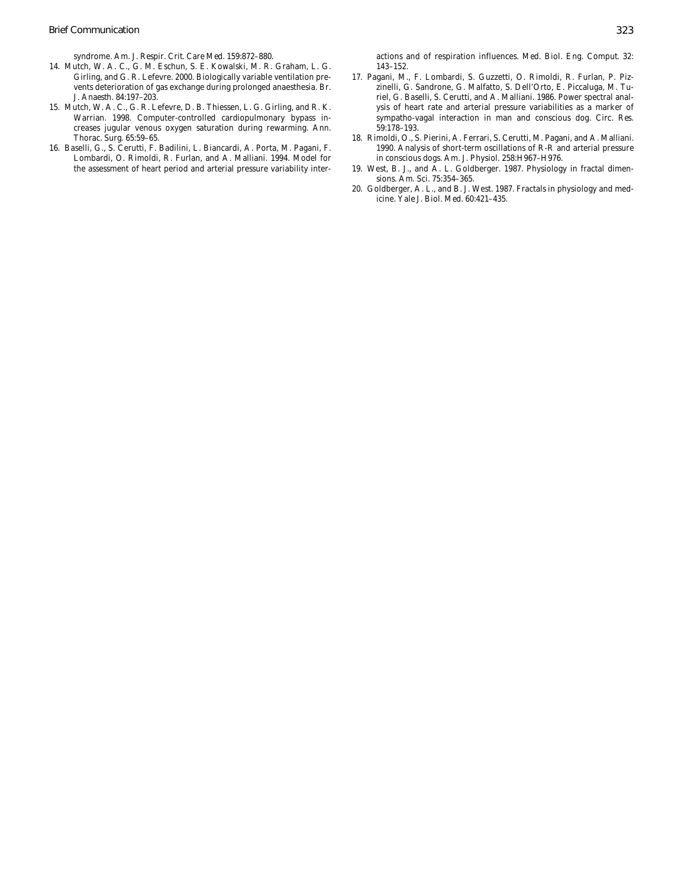syndrome. Am. J. Respir. Crit. Care Med. 159:872–880.

14. Mutch, W. A. C., G. M. Eschun, S. E. Kowalski, M. R. Graham, L. G. Girling, and G. R. Lefevre. 2000. Biologically variable ventilation prevents deterioration of gas exchange during prolonged anaesthesia. Br. J. Anaesth. 84:197–203.
15. Mutch, W. A. C., G. R. Lefevre, D. B. Thiessen, L. G. Girling, and R. K. Warrian. 1998. Computer-controlled cardiopulmonary bypass increases jugular venous oxygen saturation during rewarming. Ann. Thorac. Surg. 65:59–65.
16. Baselli, G., S. Cerutti, F. Badilini, L. Biancardi, A. Porta, M. Pagani, F. Lombardi, O. Rimoldi, R. Furlan, and A. Malliani. 1994. Model for the assessment of heart period and arterial pressure variability interactions and of respiration influences. Med. Biol. Eng. Comput. 32: 143–152.
17. Pagani, M., F. Lombardi, S. Guzzetti, O. Rimoldi, R. Furlan, P. Pizzinelli, G. Sandrone, G. Malfatto, S. Dell'Orto, E. Piccaluga, M. Turiel, G. Baselli, S. Cerutti, and A. Malliani. 1986. Power spectral analysis of heart rate and arterial pressure variabilities as a marker of sympatho-vagal interaction in man and conscious dog. Circ. Res. 59:178–193.
18. Rimoldi, O., S. Pierini, A. Ferrari, S. Cerutti, M. Pagani, and A. Malliani. 1990. A analysis of short-term oscillations of R-R and arterial pressure in conscious dogs. Am. J. Physiol. 258:H967–H976.
19. West, B. J., and A. L. Goldberger. 1987. Physiology in fractal dimensions. Am. Sci. 75:354–365.
20. Goldberger, A. L., and B. J. West. 1987. Fractals in physiology and medicine. Yale J. Biol. Med. 60:421–435.